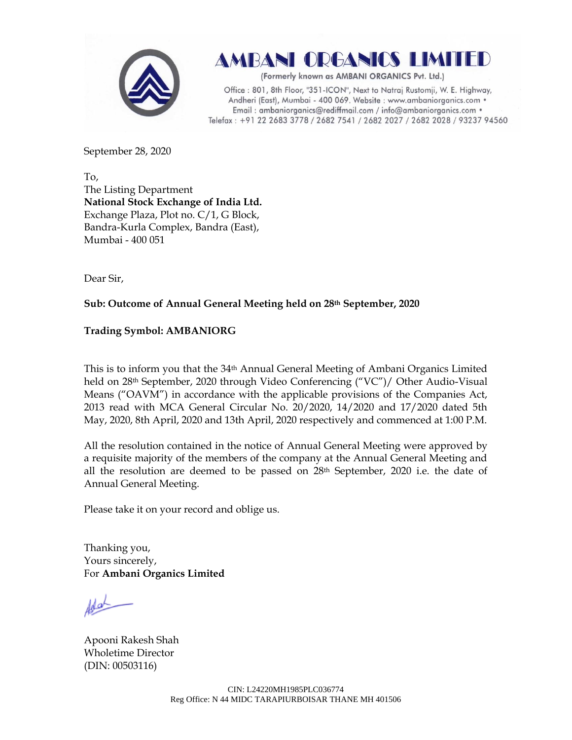# AMBANI ORGANICS LIMITED

(Formerly known as AMBANI ORGANICS Pvt. Ltd.)

Office : 801, 8th Floor, "351-ICON", Next to Natraj Rustomji, W. E. Highway, Andheri (East), Mumbai - 400 069. Website : www.ambaniorganics.com • Email : ambaniorganics@rediffmail.com / info@ambaniorganics.com • Telefax : +91 22 2683 3778 / 2682 7541 / 2682 2027 / 2682 2028 / 93237 94560

September 28, 2020

To,
The Listing Department
**National Stock Exchange of India Ltd.**
Exchange Plaza, Plot no. C/1, G Block,
Bandra-Kurla Complex, Bandra (East),
Mumbai - 400 051

Dear Sir,

**Sub: Outcome of Annual General Meeting held on 28th September, 2020**

**Trading Symbol: AMBANIORG**

This is to inform you that the 34th Annual General Meeting of Ambani Organics Limited held on 28th September, 2020 through Video Conferencing ("VC")/ Other Audio-Visual Means ("OAVM") in accordance with the applicable provisions of the Companies Act, 2013 read with MCA General Circular No. 20/2020, 14/2020 and 17/2020 dated 5th May, 2020, 8th April, 2020 and 13th April, 2020 respectively and commenced at 1:00 P.M.

All the resolution contained in the notice of Annual General Meeting were approved by a requisite majority of the members of the company at the Annual General Meeting and all the resolution are deemed to be passed on 28th September, 2020 i.e. the date of Annual General Meeting.

Please take it on your record and oblige us.

Thanking you,
Yours sincerely,
For **Ambani Organics Limited**

Apooni Rakesh Shah
Wholetime Director
(DIN: 00503116)

CIN: L24220MH1985PLC036774
Reg Office: N 44 MIDC TARAPIURBOISAR THANE MH 401506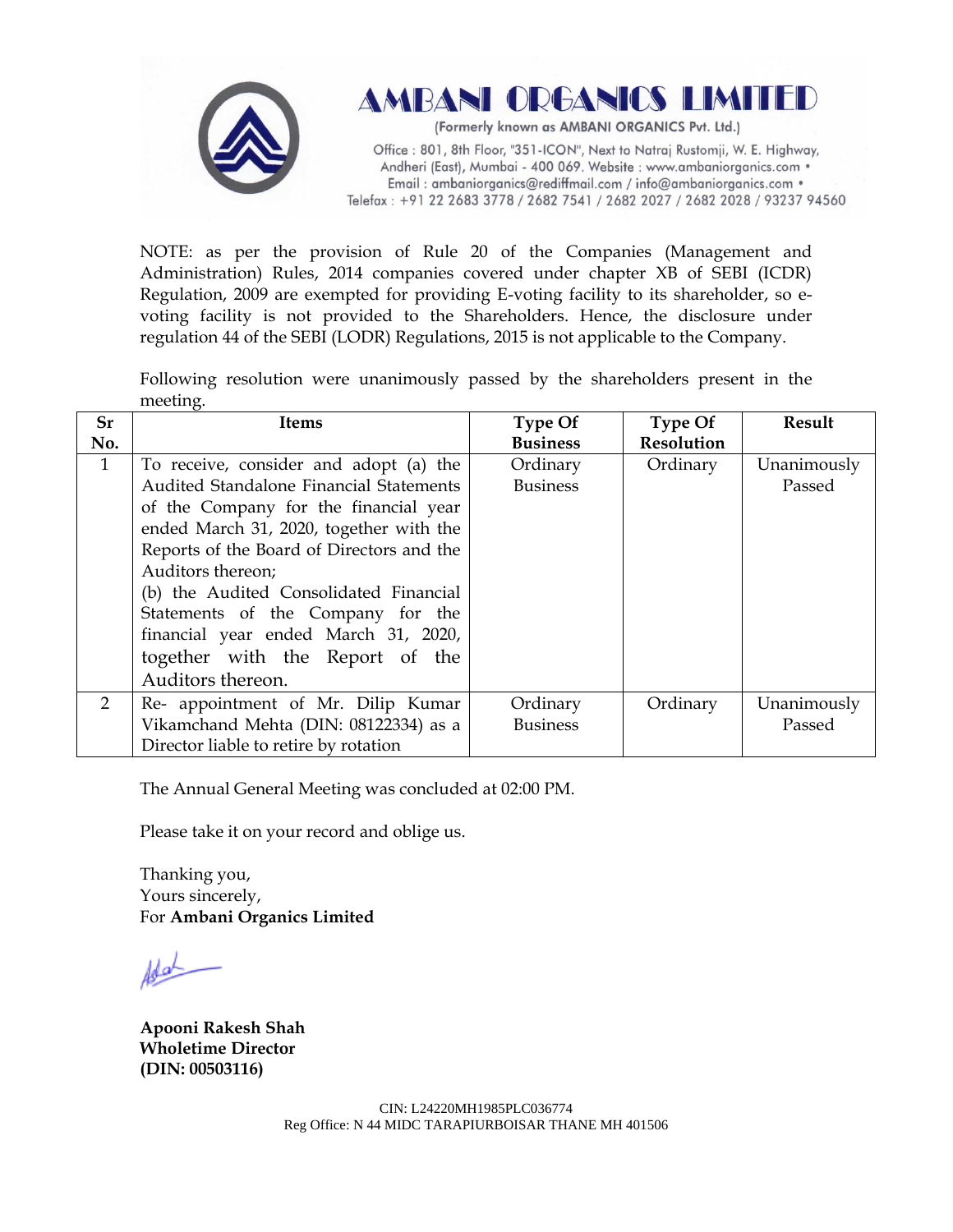# AMBANI ORGANICS LIMITED

(Formerly known as AMBANI ORGANICS Pvt. Ltd.)

Office : 801, 8th Floor, "351-ICON", Next to Natraj Rustomji, W. E. Highway, Andheri (East), Mumbai - 400 069. Website : www.ambaniorganics.com • Email : ambaniorganics@rediffmail.com / info@ambaniorganics.com • Telefax : +91 22 2683 3778 / 2682 7541 / 2682 2027 / 2682 2028 / 93237 94560

NOTE: as per the provision of Rule 20 of the Companies (Management and Administration) Rules, 2014 companies covered under chapter XB of SEBI (ICDR) Regulation, 2009 are exempted for providing E-voting facility to its shareholder, so e-voting facility is not provided to the Shareholders. Hence, the disclosure under regulation 44 of the SEBI (LODR) Regulations, 2015 is not applicable to the Company.

Following resolution were unanimously passed by the shareholders present in the meeting.

| Sr No. | Items | Type Of Business | Type Of Resolution | Result |
|---|---|---|---|---|
| 1 | To receive, consider and adopt (a) the Audited Standalone Financial Statements of the Company for the financial year ended March 31, 2020, together with the Reports of the Board of Directors and the Auditors thereon;<br>(b) the Audited Consolidated Financial Statements of the Company for the financial year ended March 31, 2020, together with the Report of the Auditors thereon. | Ordinary Business | Ordinary | Unanimously Passed |
| 2 | Re- appointment of Mr. Dilip Kumar Vikamchand Mehta (DIN: 08122334) as a Director liable to retire by rotation | Ordinary Business | Ordinary | Unanimously Passed |

The Annual General Meeting was concluded at 02:00 PM.

Please take it on your record and oblige us.

Thanking you,
Yours sincerely,
For **Ambani Organics Limited**

**Apooni Rakesh Shah**
**Wholetime Director**
**(DIN: 00503116)**

CIN: L24220MH1985PLC036774
Reg Office: N 44 MIDC TARAPIURBOISAR THANE MH 401506